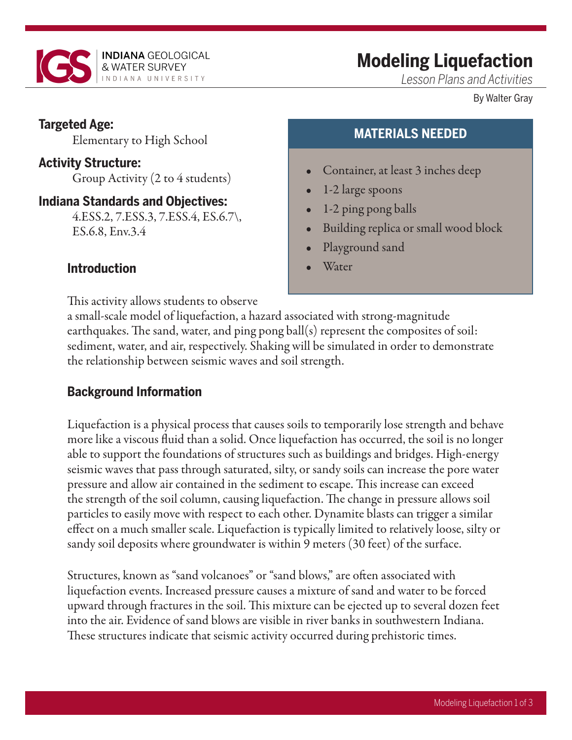INDIANA GEOLOGICAL & WATER SURVEY
INDIANA UNIVERSITY

# Modeling Liquefaction

*Lesson Plans and Activities*

By Walter Gray

**Targeted Age:**
Elementary to High School

**Activity Structure:**
Group Activity (2 to 4 students)

**Indiana Standards and Objectives:**
4.ESS.2, 7.ESS.3, 7.ESS.4, ES.6.7\, ES.6.8, Env.3.4

## MATERIALS NEEDED

- Container, at least 3 inches deep
- 1-2 large spoons
- 1-2 ping pong balls
- Building replica or small wood block
- Playground sand
- Water

## Introduction

This activity allows students to observe a small-scale model of liquefaction, a hazard associated with strong-magnitude earthquakes. The sand, water, and ping pong ball(s) represent the composites of soil: sediment, water, and air, respectively. Shaking will be simulated in order to demonstrate the relationship between seismic waves and soil strength.

## Background Information

Liquefaction is a physical process that causes soils to temporarily lose strength and behave more like a viscous fluid than a solid. Once liquefaction has occurred, the soil is no longer able to support the foundations of structures such as buildings and bridges. High-energy seismic waves that pass through saturated, silty, or sandy soils can increase the pore water pressure and allow air contained in the sediment to escape. This increase can exceed the strength of the soil column, causing liquefaction. The change in pressure allows soil particles to easily move with respect to each other. Dynamite blasts can trigger a similar effect on a much smaller scale. Liquefaction is typically limited to relatively loose, silty or sandy soil deposits where groundwater is within 9 meters (30 feet) of the surface.

Structures, known as "sand volcanoes" or "sand blows," are often associated with liquefaction events. Increased pressure causes a mixture of sand and water to be forced upward through fractures in the soil. This mixture can be ejected up to several dozen feet into the air. Evidence of sand blows are visible in river banks in southwestern Indiana. These structures indicate that seismic activity occurred during prehistoric times.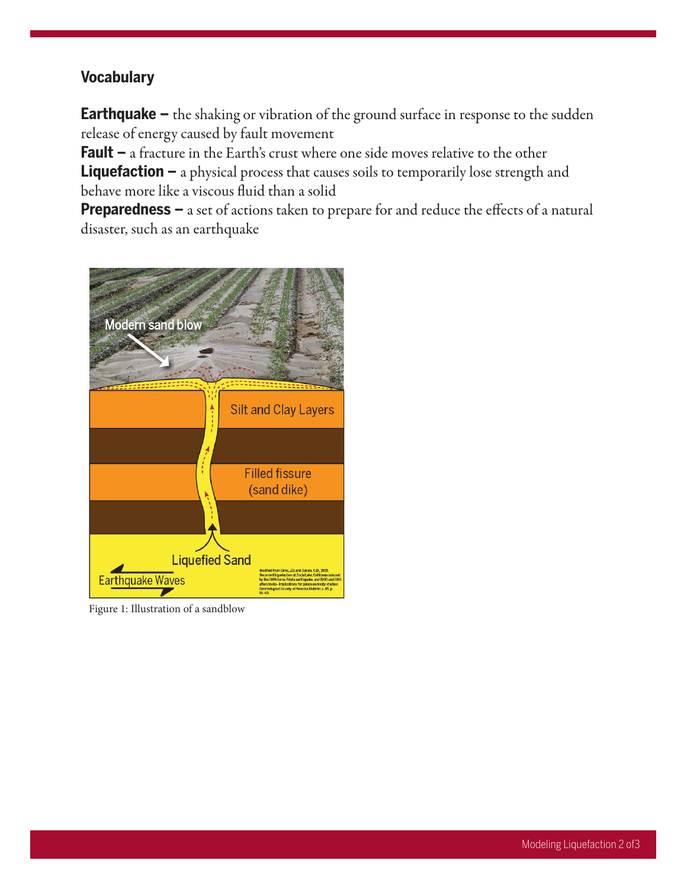## Vocabulary

**Earthquake –** the shaking or vibration of the ground surface in response to the sudden release of energy caused by fault movement

**Fault –** a fracture in the Earth's crust where one side moves relative to the other

**Liquefaction –** a physical process that causes soils to temporarily lose strength and behave more like a viscous fluid than a solid

**Preparedness –** a set of actions taken to prepare for and reduce the effects of a natural disaster, such as an earthquake

Figure 1: Illustration of a sandblow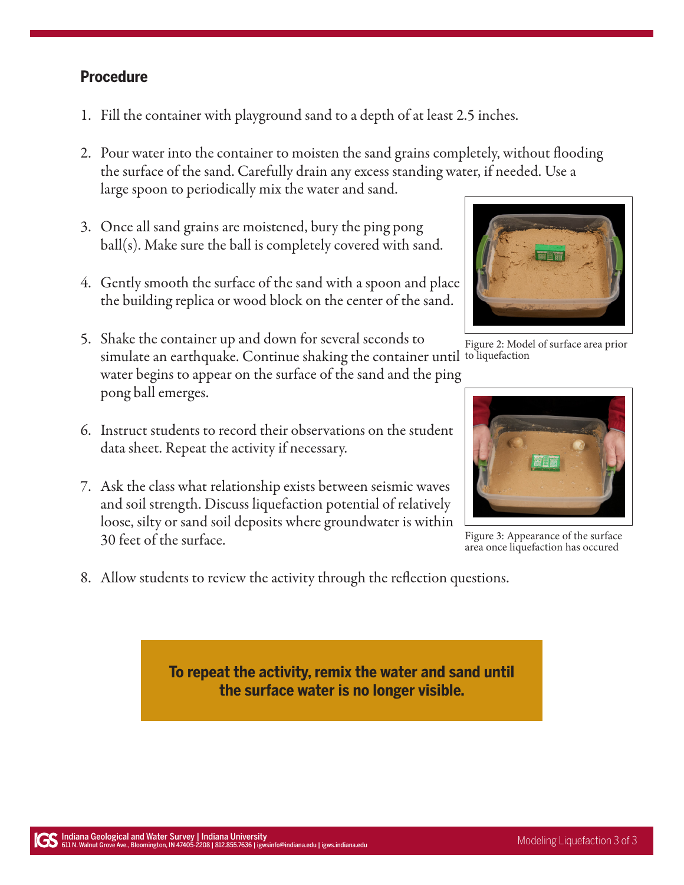## Procedure

1. Fill the container with playground sand to a depth of at least 2.5 inches.

2. Pour water into the container to moisten the sand grains completely, without flooding the surface of the sand. Carefully drain any excess standing water, if needed. Use a large spoon to periodically mix the water and sand.

3. Once all sand grains are moistened, bury the ping pong ball(s). Make sure the ball is completely covered with sand.

4. Gently smooth the surface of the sand with a spoon and place the building replica or wood block on the center of the sand.

5. Shake the container up and down for several seconds to simulate an earthquake. Continue shaking the container until water begins to appear on the surface of the sand and the ping pong ball emerges.

6. Instruct students to record their observations on the student data sheet. Repeat the activity if necessary.

7. Ask the class what relationship exists between seismic waves and soil strength. Discuss liquefaction potential of relatively loose, silty or sand soil deposits where groundwater is within 30 feet of the surface.

8. Allow students to review the activity through the reflection questions.

Figure 2: Model of surface area prior to liquefaction

Figure 3: Appearance of the surface area once liquefaction has occured

**To repeat the activity, remix the water and sand until the surface water is no longer visible.**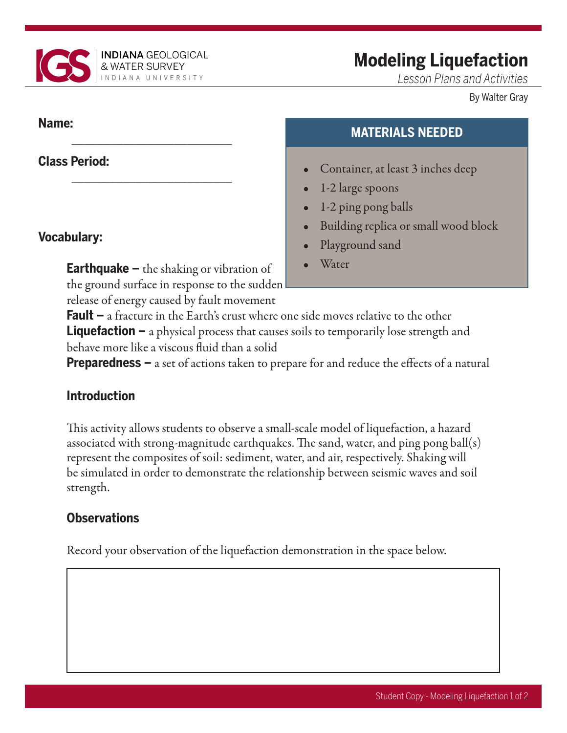# Modeling Liquefaction

*Lesson Plans and Activities*

By Walter Gray

**Name:** ____________________________

**Class Period:** ____________________________

## MATERIALS NEEDED

- Container, at least 3 inches deep
- 1-2 large spoons
- 1-2 ping pong balls
- Building replica or small wood block
- Playground sand
- Water

**Vocabulary:**

**Earthquake –** the shaking or vibration of the ground surface in response to the sudden release of energy caused by fault movement
**Fault –** a fracture in the Earth's crust where one side moves relative to the other
**Liquefaction –** a physical process that causes soils to temporarily lose strength and behave more like a viscous fluid than a solid
**Preparedness –** a set of actions taken to prepare for and reduce the effects of a natural

### Introduction

This activity allows students to observe a small-scale model of liquefaction, a hazard associated with strong-magnitude earthquakes. The sand, water, and ping pong ball(s) represent the composites of soil: sediment, water, and air, respectively. Shaking will be simulated in order to demonstrate the relationship between seismic waves and soil strength.

### Observations

Record your observation of the liquefaction demonstration in the space below.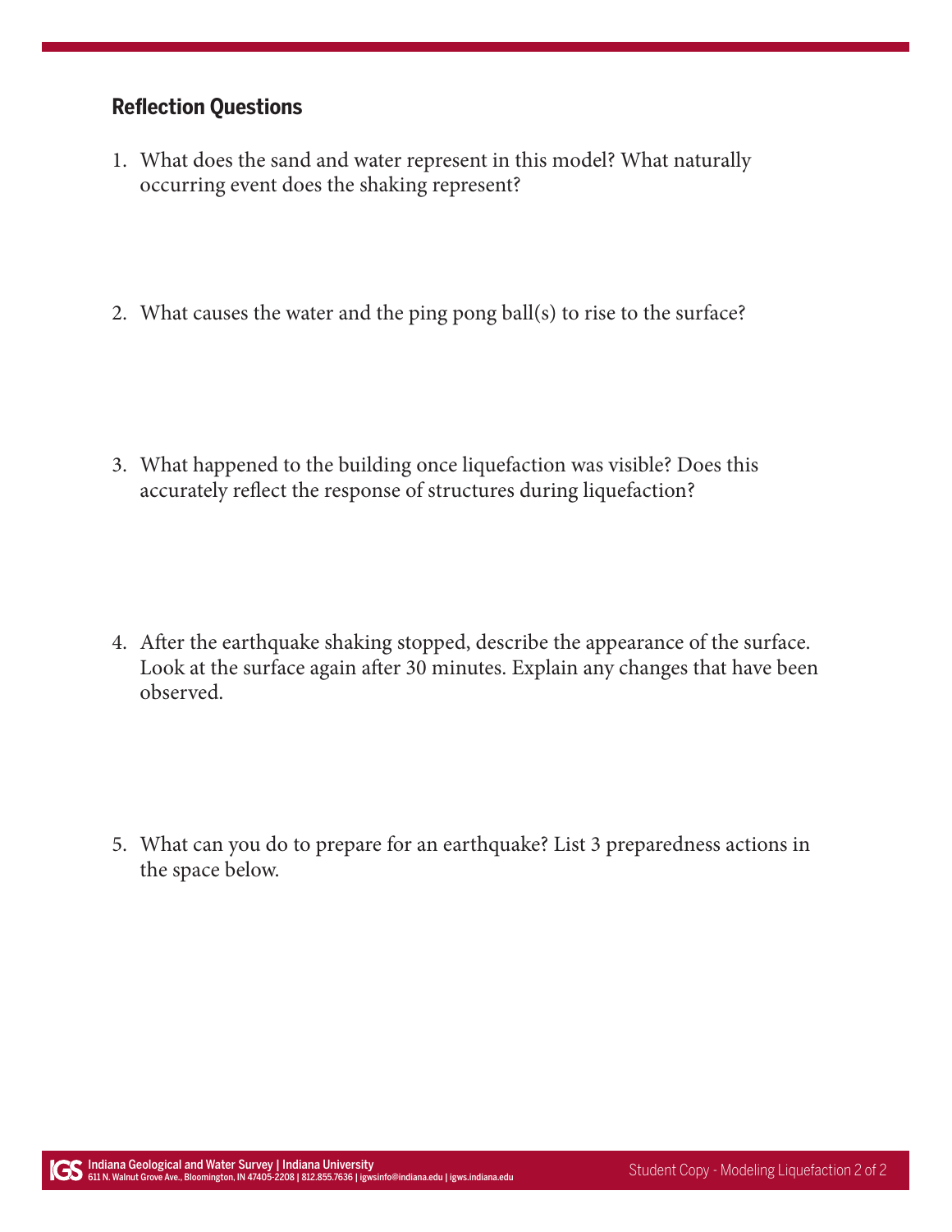## Reflection Questions

1. What does the sand and water represent in this model? What naturally occurring event does the shaking represent?

2. What causes the water and the ping pong ball(s) to rise to the surface?

3. What happened to the building once liquefaction was visible? Does this accurately reflect the response of structures during liquefaction?

4. After the earthquake shaking stopped, describe the appearance of the surface. Look at the surface again after 30 minutes. Explain any changes that have been observed.

5. What can you do to prepare for an earthquake? List 3 preparedness actions in the space below.